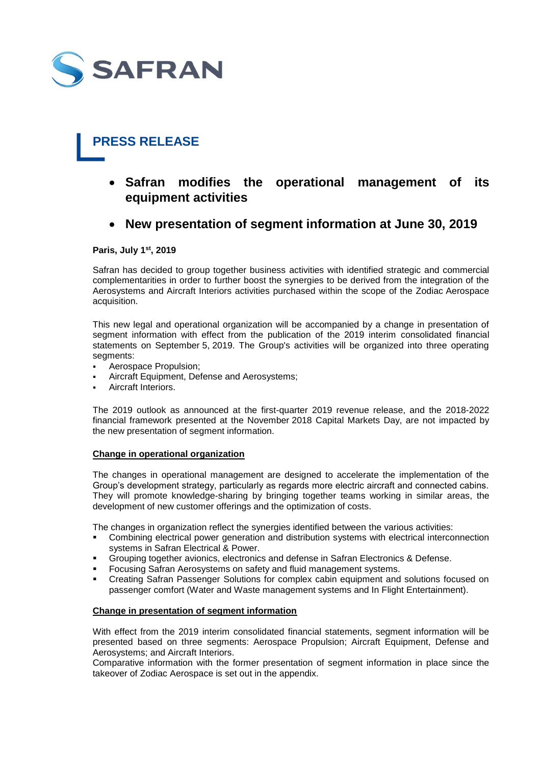SAFRAN

# PRESS RELEASE

- **Safran modifies the operational management of its equipment activities**
- **New presentation of segment information at June 30, 2019**

**Paris, July 1st, 2019**

Safran has decided to group together business activities with identified strategic and commercial complementarities in order to further boost the synergies to be derived from the integration of the Aerosystems and Aircraft Interiors activities purchased within the scope of the Zodiac Aerospace acquisition.

This new legal and operational organization will be accompanied by a change in presentation of segment information with effect from the publication of the 2019 interim consolidated financial statements on September 5, 2019. The Group's activities will be organized into three operating segments:

- Aerospace Propulsion;
- Aircraft Equipment, Defense and Aerosystems;
- Aircraft Interiors.

The 2019 outlook as announced at the first-quarter 2019 revenue release, and the 2018-2022 financial framework presented at the November 2018 Capital Markets Day, are not impacted by the new presentation of segment information.

## Change in operational organization

The changes in operational management are designed to accelerate the implementation of the Group's development strategy, particularly as regards more electric aircraft and connected cabins. They will promote knowledge-sharing by bringing together teams working in similar areas, the development of new customer offerings and the optimization of costs.

The changes in organization reflect the synergies identified between the various activities:

- Combining electrical power generation and distribution systems with electrical interconnection systems in Safran Electrical & Power.
- Grouping together avionics, electronics and defense in Safran Electronics & Defense.
- Focusing Safran Aerosystems on safety and fluid management systems.
- Creating Safran Passenger Solutions for complex cabin equipment and solutions focused on passenger comfort (Water and Waste management systems and In Flight Entertainment).

## Change in presentation of segment information

With effect from the 2019 interim consolidated financial statements, segment information will be presented based on three segments: Aerospace Propulsion; Aircraft Equipment, Defense and Aerosystems; and Aircraft Interiors.
Comparative information with the former presentation of segment information in place since the takeover of Zodiac Aerospace is set out in the appendix.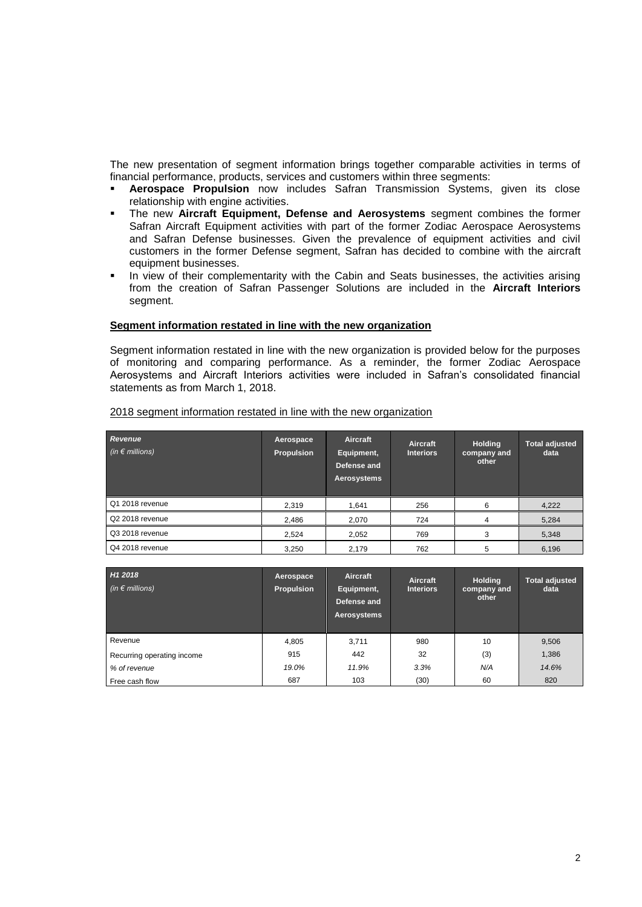The new presentation of segment information brings together comparable activities in terms of financial performance, products, services and customers within three segments:

- **Aerospace Propulsion** now includes Safran Transmission Systems, given its close relationship with engine activities.
- The new **Aircraft Equipment, Defense and Aerosystems** segment combines the former Safran Aircraft Equipment activities with part of the former Zodiac Aerospace Aerosystems and Safran Defense businesses. Given the prevalence of equipment activities and civil customers in the former Defense segment, Safran has decided to combine with the aircraft equipment businesses.
- In view of their complementarity with the Cabin and Seats businesses, the activities arising from the creation of Safran Passenger Solutions are included in the **Aircraft Interiors** segment.

**Segment information restated in line with the new organization**

Segment information restated in line with the new organization is provided below for the purposes of monitoring and comparing performance. As a reminder, the former Zodiac Aerospace Aerosystems and Aircraft Interiors activities were included in Safran's consolidated financial statements as from March 1, 2018.

2018 segment information restated in line with the new organization

| ***Revenue*** *(in € millions)* | Aerospace Propulsion | Aircraft Equipment, Defense and Aerosystems | Aircraft Interiors | Holding company and other | Total adjusted data |
|---|---|---|---|---|---|
| Q1 2018 revenue | 2,319 | 1,641 | 256 | 6 | 4,222 |
| Q2 2018 revenue | 2,486 | 2,070 | 724 | 4 | 5,284 |
| Q3 2018 revenue | 2,524 | 2,052 | 769 | 3 | 5,348 |
| Q4 2018 revenue | 3,250 | 2,179 | 762 | 5 | 6,196 |

| ***H1 2018*** *(in € millions)* | Aerospace Propulsion | Aircraft Equipment, Defense and Aerosystems | Aircraft Interiors | Holding company and other | Total adjusted data |
|---|---|---|---|---|---|
| Revenue | 4,805 | 3,711 | 980 | 10 | 9,506 |
| Recurring operating income | 915 | 442 | 32 | (3) | 1,386 |
| *% of revenue* | *19.0%* | *11.9%* | *3.3%* | *N/A* | *14.6%* |
| Free cash flow | 687 | 103 | (30) | 60 | 820 |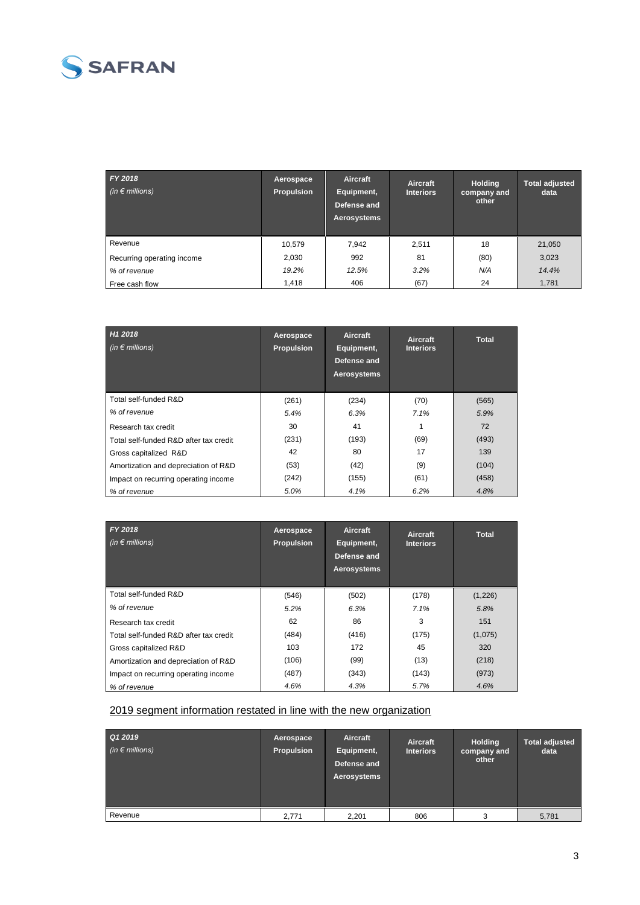| *FY 2018*<br>*(in € millions)* | Aerospace Propulsion | Aircraft Equipment, Defense and Aerosystems | Aircraft Interiors | Holding company and other | Total adjusted data |
|---|---|---|---|---|---|
| Revenue | 10,579 | 7,942 | 2,511 | 18 | 21,050 |
| Recurring operating income | 2,030 | 992 | 81 | (80) | 3,023 |
| *% of revenue* | *19.2%* | *12.5%* | *3.2%* | *N/A* | *14.4%* |
| Free cash flow | 1,418 | 406 | (67) | 24 | 1,781 |

| *H1 2018*<br>*(in € millions)* | Aerospace Propulsion | Aircraft Equipment, Defense and Aerosystems | Aircraft Interiors | Total |
|---|---|---|---|---|
| Total self-funded R&D | (261) | (234) | (70) | (565) |
| *% of revenue* | *5.4%* | *6.3%* | *7.1%* | *5.9%* |
| Research tax credit | 30 | 41 | 1 | 72 |
| Total self-funded R&D after tax credit | (231) | (193) | (69) | (493) |
| Gross capitalized R&D | 42 | 80 | 17 | 139 |
| Amortization and depreciation of R&D | (53) | (42) | (9) | (104) |
| Impact on recurring operating income | (242) | (155) | (61) | (458) |
| *% of revenue* | *5.0%* | *4.1%* | *6.2%* | *4.8%* |

| *FY 2018*<br>*(in € millions)* | Aerospace Propulsion | Aircraft Equipment, Defense and Aerosystems | Aircraft Interiors | Total |
|---|---|---|---|---|
| Total self-funded R&D | (546) | (502) | (178) | (1,226) |
| *% of revenue* | *5.2%* | *6.3%* | *7.1%* | *5.8%* |
| Research tax credit | 62 | 86 | 3 | 151 |
| Total self-funded R&D after tax credit | (484) | (416) | (175) | (1,075) |
| Gross capitalized R&D | 103 | 172 | 45 | 320 |
| Amortization and depreciation of R&D | (106) | (99) | (13) | (218) |
| Impact on recurring operating income | (487) | (343) | (143) | (973) |
| *% of revenue* | *4.6%* | *4.3%* | *5.7%* | *4.6%* |

## 2019 segment information restated in line with the new organization

| *Q1 2019*<br>*(in € millions)* | Aerospace Propulsion | Aircraft Equipment, Defense and Aerosystems | Aircraft Interiors | Holding company and other | Total adjusted data |
|---|---|---|---|---|---|
| Revenue | 2,771 | 2,201 | 806 | 3 | 5,781 |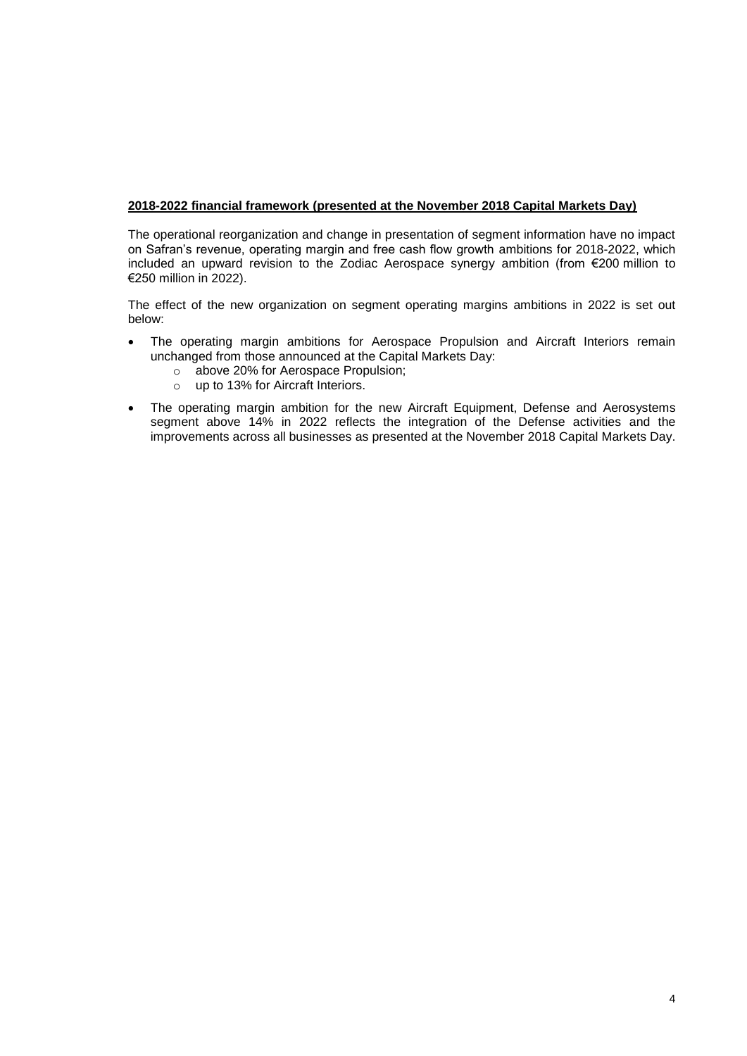**2018-2022 financial framework (presented at the November 2018 Capital Markets Day)**

The operational reorganization and change in presentation of segment information have no impact on Safran's revenue, operating margin and free cash flow growth ambitions for 2018-2022, which included an upward revision to the Zodiac Aerospace synergy ambition (from €200 million to €250 million in 2022).

The effect of the new organization on segment operating margins ambitions in 2022 is set out below:

- The operating margin ambitions for Aerospace Propulsion and Aircraft Interiors remain unchanged from those announced at the Capital Markets Day:
  - above 20% for Aerospace Propulsion;
  - up to 13% for Aircraft Interiors.
- The operating margin ambition for the new Aircraft Equipment, Defense and Aerosystems segment above 14% in 2022 reflects the integration of the Defense activities and the improvements across all businesses as presented at the November 2018 Capital Markets Day.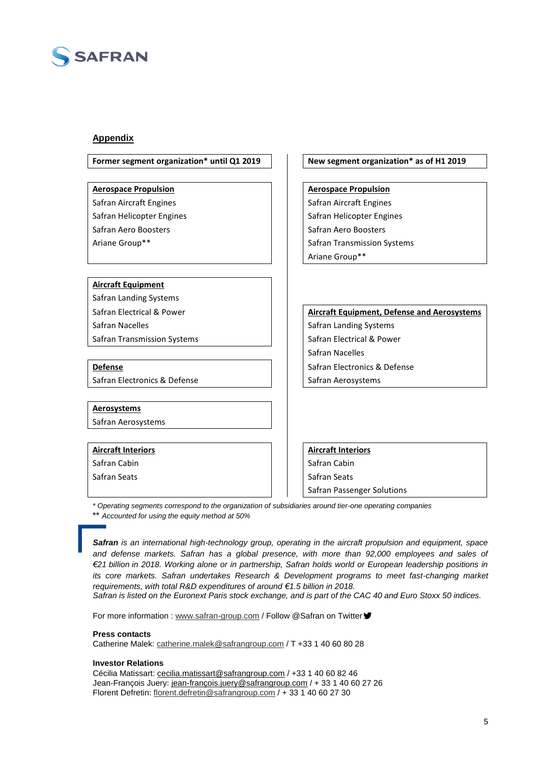## Appendix

| Former segment organization* until Q1 2019 | New segment organization* as of H1 2019 |
|---|---|
| **Aerospace Propulsion**<br>Safran Aircraft Engines<br>Safran Helicopter Engines<br>Safran Aero Boosters<br>Ariane Group** | **Aerospace Propulsion**<br>Safran Aircraft Engines<br>Safran Helicopter Engines<br>Safran Aero Boosters<br>Safran Transmission Systems<br>Ariane Group** |
| **Aircraft Equipment**<br>Safran Landing Systems<br>Safran Electrical & Power<br>Safran Nacelles<br>Safran Transmission Systems<br><br>**Defense**<br>Safran Electronics & Defense<br><br>**Aerosystems**<br>Safran Aerosystems | **Aircraft Equipment, Defense and Aerosystems**<br>Safran Landing Systems<br>Safran Electrical & Power<br>Safran Nacelles<br>Safran Electronics & Defense<br>Safran Aerosystems |
| **Aircraft Interiors**<br>Safran Cabin<br>Safran Seats | **Aircraft Interiors**<br>Safran Cabin<br>Safran Seats<br>Safran Passenger Solutions |

*\* Operating segments correspond to the organization of subsidiaries around tier-one operating companies*

** *Accounted for using the equity method at 50%*

***Safran*** *is an international high-technology group, operating in the aircraft propulsion and equipment, space and defense markets. Safran has a global presence, with more than 92,000 employees and sales of €21 billion in 2018. Working alone or in partnership, Safran holds world or European leadership positions in its core markets. Safran undertakes Research & Development programs to meet fast-changing market requirements, with total R&D expenditures of around €1.5 billion in 2018.*
*Safran is listed on the Euronext Paris stock exchange, and is part of the CAC 40 and Euro Stoxx 50 indices.*

For more information : www.safran-group.com / Follow @Safran on Twitter

**Press contacts**
Catherine Malek: catherine.malek@safrangroup.com / T +33 1 40 60 80 28

**Investor Relations**
Cécilia Matissart: cecilia.matissart@safrangroup.com / +33 1 40 60 82 46
Jean-François Juery: jean-françois.juery@safrangroup.com / + 33 1 40 60 27 26
Florent Defretin: florent.defretin@safrangroup.com / + 33 1 40 60 27 30